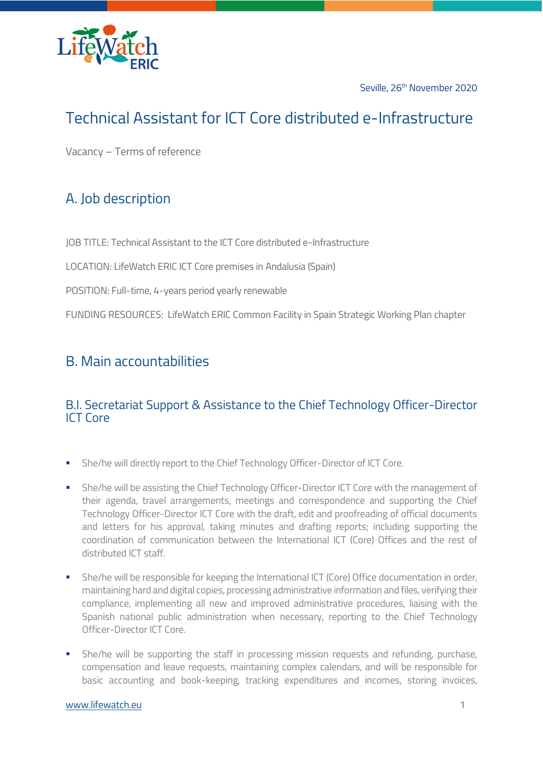Seville, 26th November 2020

# Technical Assistant for ICT Core distributed e-Infrastructure

Vacancy – Terms of reference

## A. Job description

JOB TITLE: Technical Assistant to the ICT Core distributed e-Infrastructure

LOCATION: LifeWatch ERIC ICT Core premises in Andalusia (Spain)

POSITION: Full-time, 4-years period yearly renewable

FUNDING RESOURCES: LifeWatch ERIC Common Facility in Spain Strategic Working Plan chapter

## B. Main accountabilities

### B.I. Secretariat Support & Assistance to the Chief Technology Officer-Director ICT Core

- She/he will directly report to the Chief Technology Officer-Director of ICT Core.
- She/he will be assisting the Chief Technology Officer-Director ICT Core with the management of their agenda, travel arrangements, meetings and correspondence and supporting the Chief Technology Officer-Director ICT Core with the draft, edit and proofreading of official documents and letters for his approval, taking minutes and drafting reports; including supporting the coordination of communication between the International ICT (Core) Offices and the rest of distributed ICT staff.
- She/he will be responsible for keeping the International ICT (Core) Office documentation in order, maintaining hard and digital copies, processing administrative information and files, verifying their compliance, implementing all new and improved administrative procedures, liaising with the Spanish national public administration when necessary, reporting to the Chief Technology Officer-Director ICT Core.
- She/he will be supporting the staff in processing mission requests and refunding, purchase, compensation and leave requests, maintaining complex calendars, and will be responsible for basic accounting and book-keeping, tracking expenditures and incomes, storing invoices,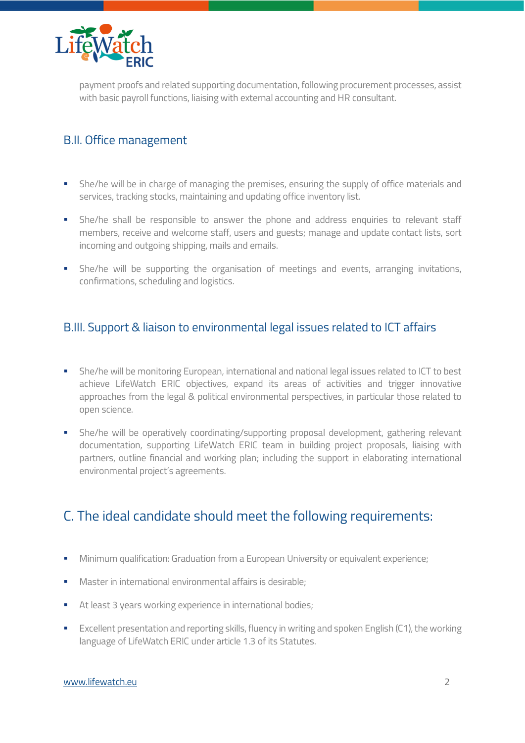payment proofs and related supporting documentation, following procurement processes, assist with basic payroll functions, liaising with external accounting and HR consultant.

### B.II. Office management

- She/he will be in charge of managing the premises, ensuring the supply of office materials and services, tracking stocks, maintaining and updating office inventory list.
- She/he shall be responsible to answer the phone and address enquiries to relevant staff members, receive and welcome staff, users and guests; manage and update contact lists, sort incoming and outgoing shipping, mails and emails.
- She/he will be supporting the organisation of meetings and events, arranging invitations, confirmations, scheduling and logistics.

### B.III. Support & liaison to environmental legal issues related to ICT affairs

- She/he will be monitoring European, international and national legal issues related to ICT to best achieve LifeWatch ERIC objectives, expand its areas of activities and trigger innovative approaches from the legal & political environmental perspectives, in particular those related to open science.
- She/he will be operatively coordinating/supporting proposal development, gathering relevant documentation, supporting LifeWatch ERIC team in building project proposals, liaising with partners, outline financial and working plan; including the support in elaborating international environmental project's agreements.

## C. The ideal candidate should meet the following requirements:

- Minimum qualification: Graduation from a European University or equivalent experience;
- Master in international environmental affairs is desirable;
- At least 3 years working experience in international bodies;
- Excellent presentation and reporting skills, fluency in writing and spoken English (C1), the working language of LifeWatch ERIC under article 1.3 of its Statutes.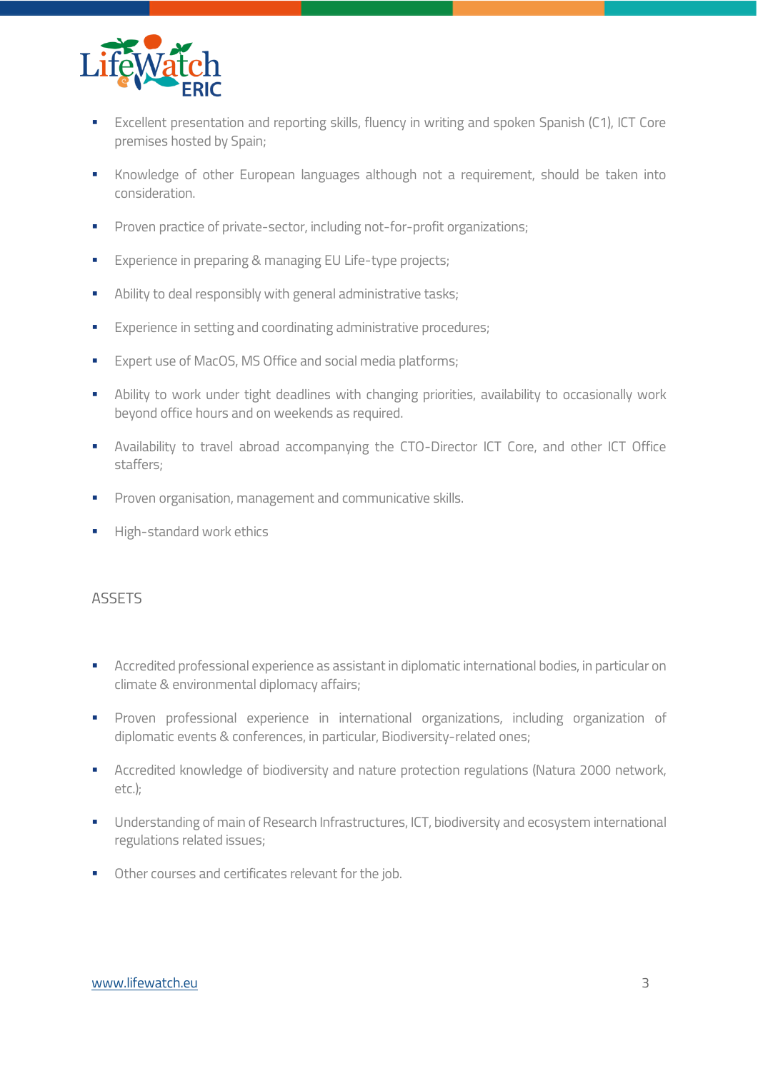- Excellent presentation and reporting skills, fluency in writing and spoken Spanish (C1), ICT Core premises hosted by Spain;
- Knowledge of other European languages although not a requirement, should be taken into consideration.
- Proven practice of private-sector, including not-for-profit organizations;
- Experience in preparing & managing EU Life-type projects;
- Ability to deal responsibly with general administrative tasks;
- Experience in setting and coordinating administrative procedures;
- Expert use of MacOS, MS Office and social media platforms;
- Ability to work under tight deadlines with changing priorities, availability to occasionally work beyond office hours and on weekends as required.
- Availability to travel abroad accompanying the CTO-Director ICT Core, and other ICT Office staffers;
- Proven organisation, management and communicative skills.
- High-standard work ethics

## ASSETS

- Accredited professional experience as assistant in diplomatic international bodies, in particular on climate & environmental diplomacy affairs;
- Proven professional experience in international organizations, including organization of diplomatic events & conferences, in particular, Biodiversity-related ones;
- Accredited knowledge of biodiversity and nature protection regulations (Natura 2000 network, etc.);
- Understanding of main of Research Infrastructures, ICT, biodiversity and ecosystem international regulations related issues;
- Other courses and certificates relevant for the job.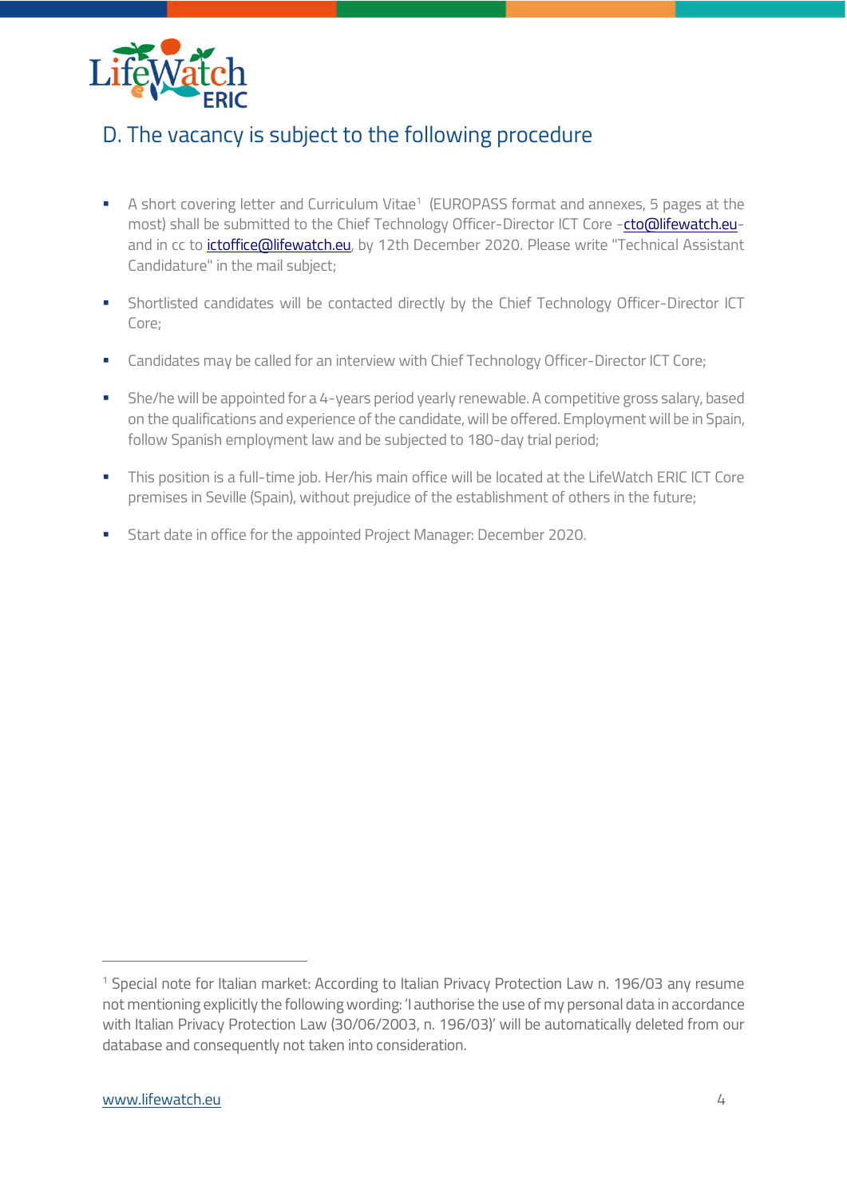## D. The vacancy is subject to the following procedure

- A short covering letter and Curriculum Vitae[1] (EUROPASS format and annexes, 5 pages at the most) shall be submitted to the Chief Technology Officer-Director ICT Core -cto@lifewatch.eu- and in cc to ictoffice@lifewatch.eu, by 12th December 2020. Please write "Technical Assistant Candidature" in the mail subject;
- Shortlisted candidates will be contacted directly by the Chief Technology Officer-Director ICT Core;
- Candidates may be called for an interview with Chief Technology Officer-Director ICT Core;
- She/he will be appointed for a 4-years period yearly renewable. A competitive gross salary, based on the qualifications and experience of the candidate, will be offered. Employment will be in Spain, follow Spanish employment law and be subjected to 180-day trial period;
- This position is a full-time job. Her/his main office will be located at the LifeWatch ERIC ICT Core premises in Seville (Spain), without prejudice of the establishment of others in the future;
- Start date in office for the appointed Project Manager: December 2020.

[1] Special note for Italian market: According to Italian Privacy Protection Law n. 196/03 any resume not mentioning explicitly the following wording: 'I authorise the use of my personal data in accordance with Italian Privacy Protection Law (30/06/2003, n. 196/03)' will be automatically deleted from our database and consequently not taken into consideration.